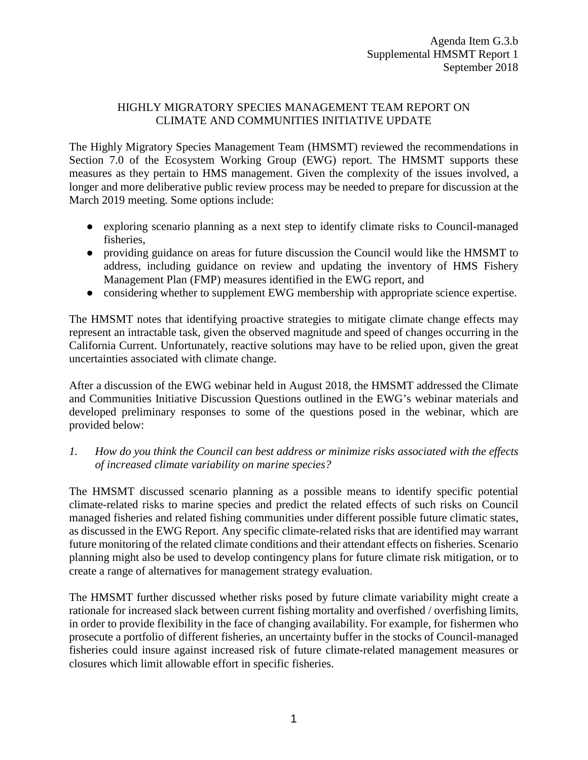Agenda Item G.3.b
Supplemental HMSMT Report 1
September 2018

# HIGHLY MIGRATORY SPECIES MANAGEMENT TEAM REPORT ON CLIMATE AND COMMUNITIES INITIATIVE UPDATE

The Highly Migratory Species Management Team (HMSMT) reviewed the recommendations in Section 7.0 of the Ecosystem Working Group (EWG) report. The HMSMT supports these measures as they pertain to HMS management. Given the complexity of the issues involved, a longer and more deliberative public review process may be needed to prepare for discussion at the March 2019 meeting. Some options include:

- exploring scenario planning as a next step to identify climate risks to Council-managed fisheries,
- providing guidance on areas for future discussion the Council would like the HMSMT to address, including guidance on review and updating the inventory of HMS Fishery Management Plan (FMP) measures identified in the EWG report, and
- considering whether to supplement EWG membership with appropriate science expertise.

The HMSMT notes that identifying proactive strategies to mitigate climate change effects may represent an intractable task, given the observed magnitude and speed of changes occurring in the California Current. Unfortunately, reactive solutions may have to be relied upon, given the great uncertainties associated with climate change.

After a discussion of the EWG webinar held in August 2018, the HMSMT addressed the Climate and Communities Initiative Discussion Questions outlined in the EWG's webinar materials and developed preliminary responses to some of the questions posed in the webinar, which are provided below:

1. *How do you think the Council can best address or minimize risks associated with the effects of increased climate variability on marine species?*

The HMSMT discussed scenario planning as a possible means to identify specific potential climate-related risks to marine species and predict the related effects of such risks on Council managed fisheries and related fishing communities under different possible future climatic states, as discussed in the EWG Report. Any specific climate-related risks that are identified may warrant future monitoring of the related climate conditions and their attendant effects on fisheries. Scenario planning might also be used to develop contingency plans for future climate risk mitigation, or to create a range of alternatives for management strategy evaluation.

The HMSMT further discussed whether risks posed by future climate variability might create a rationale for increased slack between current fishing mortality and overfished / overfishing limits, in order to provide flexibility in the face of changing availability. For example, for fishermen who prosecute a portfolio of different fisheries, an uncertainty buffer in the stocks of Council-managed fisheries could insure against increased risk of future climate-related management measures or closures which limit allowable effort in specific fisheries.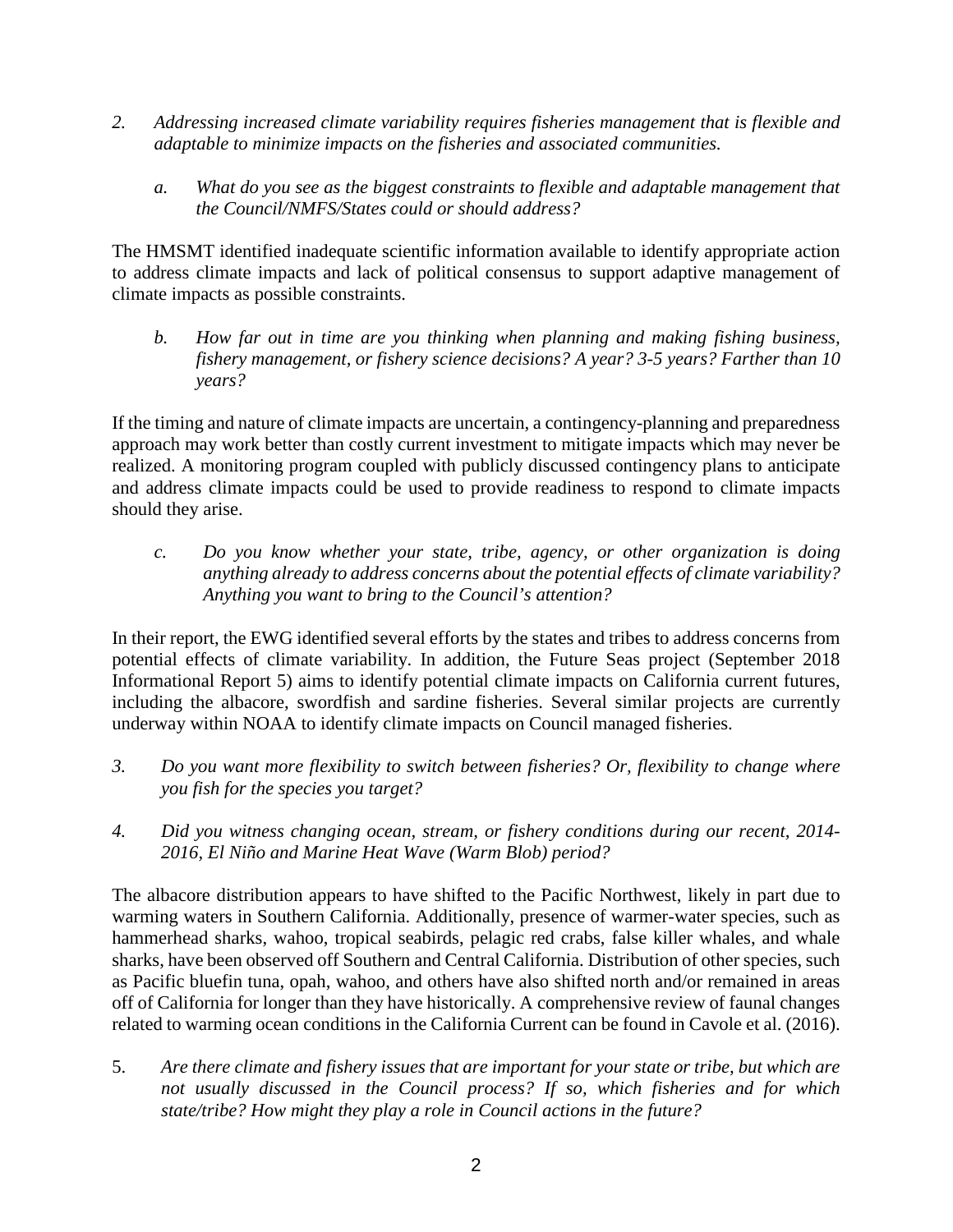2. *Addressing increased climate variability requires fisheries management that is flexible and adaptable to minimize impacts on the fisheries and associated communities.*

   a. *What do you see as the biggest constraints to flexible and adaptable management that the Council/NMFS/States could or should address?*

The HMSMT identified inadequate scientific information available to identify appropriate action to address climate impacts and lack of political consensus to support adaptive management of climate impacts as possible constraints.

   b. *How far out in time are you thinking when planning and making fishing business, fishery management, or fishery science decisions? A year? 3-5 years? Farther than 10 years?*

If the timing and nature of climate impacts are uncertain, a contingency-planning and preparedness approach may work better than costly current investment to mitigate impacts which may never be realized. A monitoring program coupled with publicly discussed contingency plans to anticipate and address climate impacts could be used to provide readiness to respond to climate impacts should they arise.

   c. *Do you know whether your state, tribe, agency, or other organization is doing anything already to address concerns about the potential effects of climate variability? Anything you want to bring to the Council's attention?*

In their report, the EWG identified several efforts by the states and tribes to address concerns from potential effects of climate variability. In addition, the Future Seas project (September 2018 Informational Report 5) aims to identify potential climate impacts on California current futures, including the albacore, swordfish and sardine fisheries. Several similar projects are currently underway within NOAA to identify climate impacts on Council managed fisheries.

3. *Do you want more flexibility to switch between fisheries? Or, flexibility to change where you fish for the species you target?*

4. *Did you witness changing ocean, stream, or fishery conditions during our recent, 2014-2016, El Niño and Marine Heat Wave (Warm Blob) period?*

The albacore distribution appears to have shifted to the Pacific Northwest, likely in part due to warming waters in Southern California. Additionally, presence of warmer-water species, such as hammerhead sharks, wahoo, tropical seabirds, pelagic red crabs, false killer whales, and whale sharks, have been observed off Southern and Central California. Distribution of other species, such as Pacific bluefin tuna, opah, wahoo, and others have also shifted north and/or remained in areas off of California for longer than they have historically. A comprehensive review of faunal changes related to warming ocean conditions in the California Current can be found in Cavole et al. (2016).

5. *Are there climate and fishery issues that are important for your state or tribe, but which are not usually discussed in the Council process? If so, which fisheries and for which state/tribe? How might they play a role in Council actions in the future?*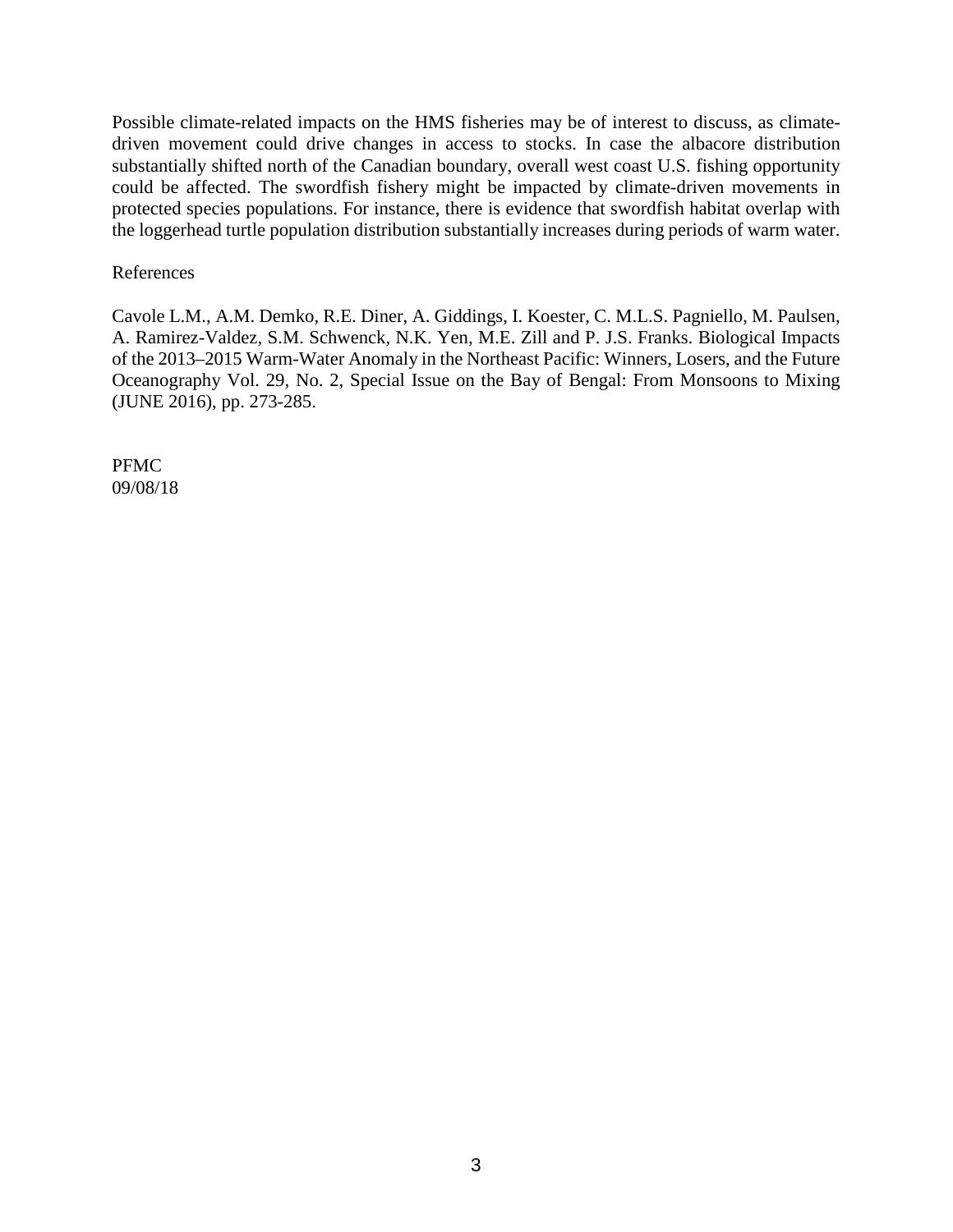Possible climate-related impacts on the HMS fisheries may be of interest to discuss, as climate-driven movement could drive changes in access to stocks. In case the albacore distribution substantially shifted north of the Canadian boundary, overall west coast U.S. fishing opportunity could be affected. The swordfish fishery might be impacted by climate-driven movements in protected species populations. For instance, there is evidence that swordfish habitat overlap with the loggerhead turtle population distribution substantially increases during periods of warm water.

References

Cavole L.M., A.M. Demko, R.E. Diner, A. Giddings, I. Koester, C. M.L.S. Pagniello, M. Paulsen, A. Ramirez-Valdez, S.M. Schwenck, N.K. Yen, M.E. Zill and P. J.S. Franks. Biological Impacts of the 2013–2015 Warm-Water Anomaly in the Northeast Pacific: Winners, Losers, and the Future Oceanography Vol. 29, No. 2, Special Issue on the Bay of Bengal: From Monsoons to Mixing (JUNE 2016), pp. 273-285.

PFMC
09/08/18